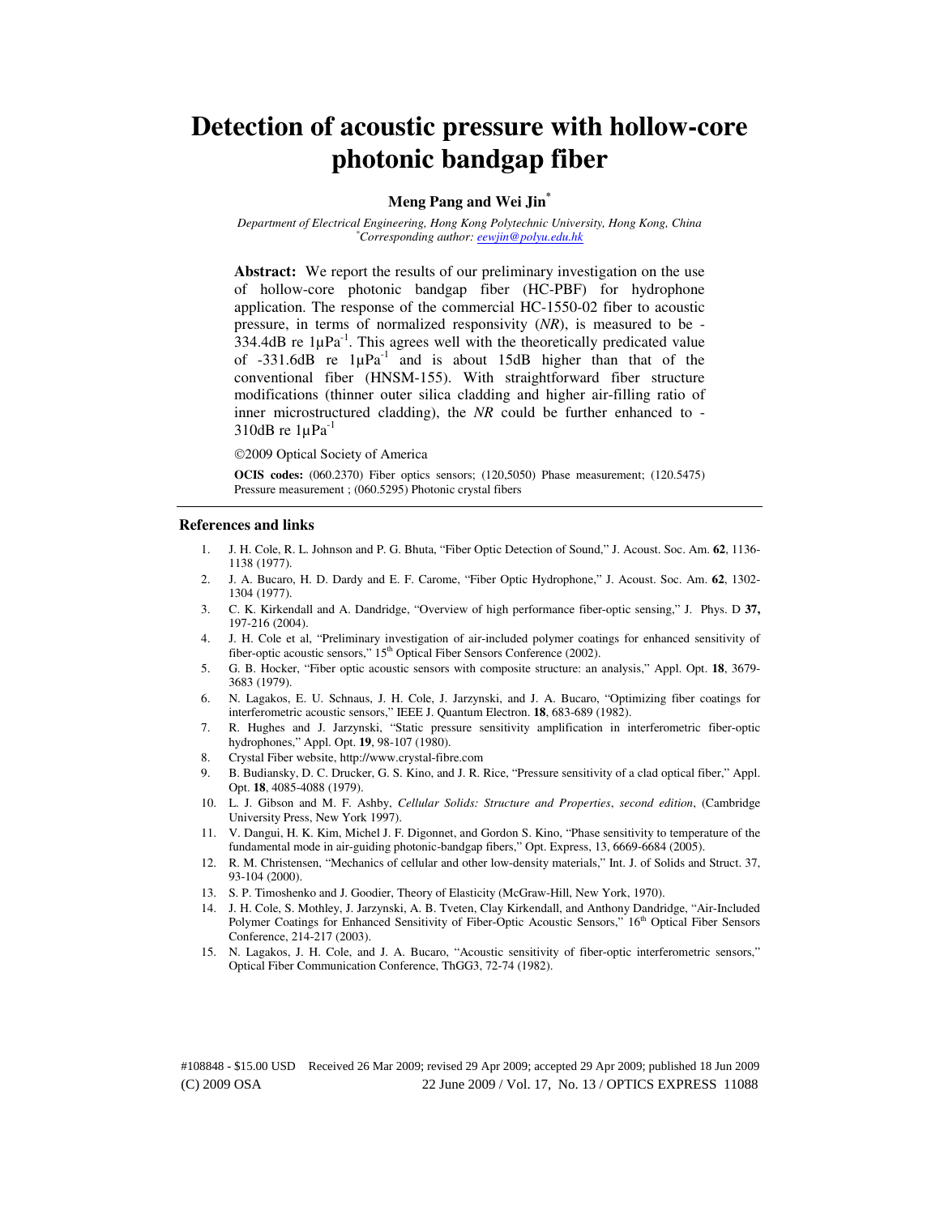# Detection of acoustic pressure with hollow-core photonic bandgap fiber

**Meng Pang and Wei Jin[*]**

*Department of Electrical Engineering, Hong Kong Polytechnic University, Hong Kong, China*
*[*]Corresponding author: eewjin@polyu.edu.hk*

**Abstract:** We report the results of our preliminary investigation on the use of hollow-core photonic bandgap fiber (HC-PBF) for hydrophone application. The response of the commercial HC-1550-02 fiber to acoustic pressure, in terms of normalized responsivity (*NR*), is measured to be -334.4dB re $1\mu Pa^{-1}$. This agrees well with the theoretically predicated value of -331.6dB re $1\mu Pa^{-1}$ and is about 15dB higher than that of the conventional fiber (HNSM-155). With straightforward fiber structure modifications (thinner outer silica cladding and higher air-filling ratio of inner microstructured cladding), the *NR* could be further enhanced to -310dB re $1\mu Pa^{-1}$

©2009 Optical Society of America

**OCIS codes:** (060.2370) Fiber optics sensors; (120,5050) Phase measurement; (120.5475) Pressure measurement ; (060.5295) Photonic crystal fibers

## References and links

1. J. H. Cole, R. L. Johnson and P. G. Bhuta, "Fiber Optic Detection of Sound," J. Acoust. Soc. Am. **62**, 1136-1138 (1977).
2. J. A. Bucaro, H. D. Dardy and E. F. Carome, "Fiber Optic Hydrophone," J. Acoust. Soc. Am. **62**, 1302-1304 (1977).
3. C. K. Kirkendall and A. Dandridge, "Overview of high performance fiber-optic sensing," J. Phys. D **37,** 197-216 (2004).
4. J. H. Cole et al, "Preliminary investigation of air-included polymer coatings for enhanced sensitivity of fiber-optic acoustic sensors," 15th Optical Fiber Sensors Conference (2002).
5. G. B. Hocker, "Fiber optic acoustic sensors with composite structure: an analysis," Appl. Opt. **18**, 3679-3683 (1979).
6. N. Lagakos, E. U. Schnaus, J. H. Cole, J. Jarzynski, and J. A. Bucaro, "Optimizing fiber coatings for interferometric acoustic sensors," IEEE J. Quantum Electron. **18**, 683-689 (1982).
7. R. Hughes and J. Jarzynski, "Static pressure sensitivity amplification in interferometric fiber-optic hydrophones," Appl. Opt. **19**, 98-107 (1980).
8. Crystal Fiber website, http://www.crystal-fibre.com
9. B. Budiansky, D. C. Drucker, G. S. Kino, and J. R. Rice, "Pressure sensitivity of a clad optical fiber," Appl. Opt. **18**, 4085-4088 (1979).
10. L. J. Gibson and M. F. Ashby, *Cellular Solids: Structure and Properties*, *second edition*, (Cambridge University Press, New York 1997).
11. V. Dangui, H. K. Kim, Michel J. F. Digonnet, and Gordon S. Kino, "Phase sensitivity to temperature of the fundamental mode in air-guiding photonic-bandgap fibers," Opt. Express, 13, 6669-6684 (2005).
12. R. M. Christensen, "Mechanics of cellular and other low-density materials," Int. J. of Solids and Struct. 37, 93-104 (2000).
13. S. P. Timoshenko and J. Goodier, Theory of Elasticity (McGraw-Hill, New York, 1970).
14. J. H. Cole, S. Mothley, J. Jarzynski, A. B. Tveten, Clay Kirkendall, and Anthony Dandridge, "Air-Included Polymer Coatings for Enhanced Sensitivity of Fiber-Optic Acoustic Sensors," 16th Optical Fiber Sensors Conference, 214-217 (2003).
15. N. Lagakos, J. H. Cole, and J. A. Bucaro, "Acoustic sensitivity of fiber-optic interferometric sensors," Optical Fiber Communication Conference, ThGG3, 72-74 (1982).

#108848 - $15.00 USD Received 26 Mar 2009; revised 29 Apr 2009; accepted 29 Apr 2009; published 18 Jun 2009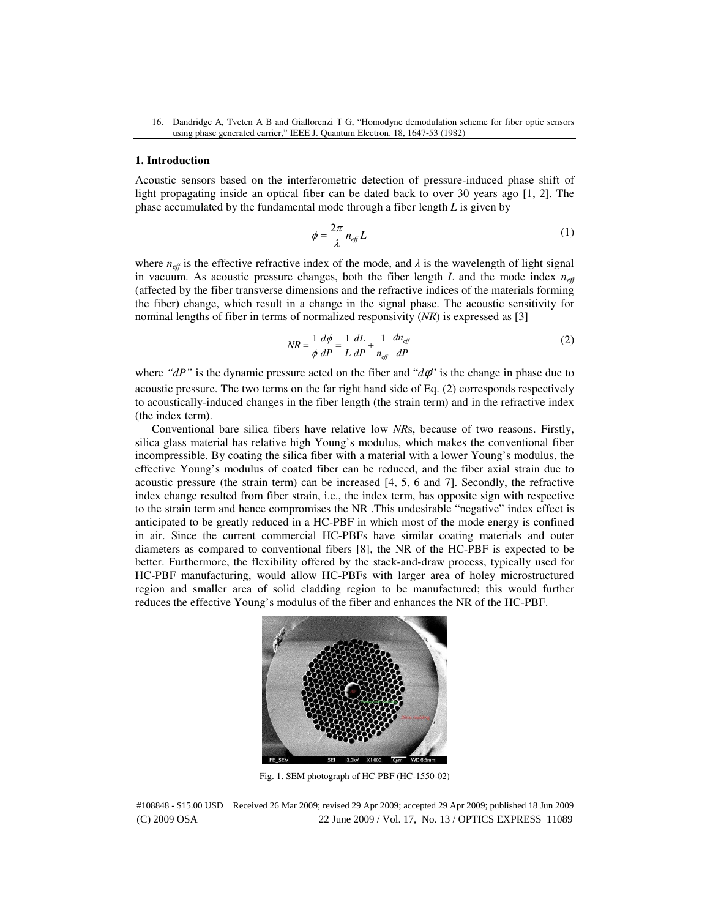16. Dandridge A, Tveten A B and Giallorenzi T G, "Homodyne demodulation scheme for fiber optic sensors using phase generated carrier," IEEE J. Quantum Electron. 18, 1647-53 (1982)

## 1. Introduction

Acoustic sensors based on the interferometric detection of pressure-induced phase shift of light propagating inside an optical fiber can be dated back to over 30 years ago [1, 2]. The phase accumulated by the fundamental mode through a fiber length $L$ is given by

$$\phi = \frac{2\pi}{\lambda} n_{eff} L \tag{1}$$

where $n_{eff}$ is the effective refractive index of the mode, and $\lambda$ is the wavelength of light signal in vacuum. As acoustic pressure changes, both the fiber length $L$ and the mode index $n_{eff}$ (affected by the fiber transverse dimensions and the refractive indices of the materials forming the fiber) change, which result in a change in the signal phase. The acoustic sensitivity for nominal lengths of fiber in terms of normalized responsivity (*NR*) is expressed as [3]

$$NR = \frac{1}{\phi}\frac{d\phi}{dP} = \frac{1}{L}\frac{dL}{dP} + \frac{1}{n_{eff}}\frac{dn_{eff}}{dP} \tag{2}$$

where *"dP"* is the dynamic pressure acted on the fiber and "$d\phi$" is the change in phase due to acoustic pressure. The two terms on the far right hand side of Eq. (2) corresponds respectively to acoustically-induced changes in the fiber length (the strain term) and in the refractive index (the index term).

Conventional bare silica fibers have relative low *NR*s, because of two reasons. Firstly, silica glass material has relative high Young's modulus, which makes the conventional fiber incompressible. By coating the silica fiber with a material with a lower Young's modulus, the effective Young's modulus of coated fiber can be reduced, and the fiber axial strain due to acoustic pressure (the strain term) can be increased [4, 5, 6 and 7]. Secondly, the refractive index change resulted from fiber strain, i.e., the index term, has opposite sign with respective to the strain term and hence compromises the NR .This undesirable "negative" index effect is anticipated to be greatly reduced in a HC-PBF in which most of the mode energy is confined in air. Since the current commercial HC-PBFs have similar coating materials and outer diameters as compared to conventional fibers [8], the NR of the HC-PBF is expected to be better. Furthermore, the flexibility offered by the stack-and-draw process, typically used for HC-PBF manufacturing, would allow HC-PBFs with larger area of holey microstructured region and smaller area of solid cladding region to be manufactured; this would further reduces the effective Young's modulus of the fiber and enhances the NR of the HC-PBF.

Fig. 1. SEM photograph of HC-PBF (HC-1550-02)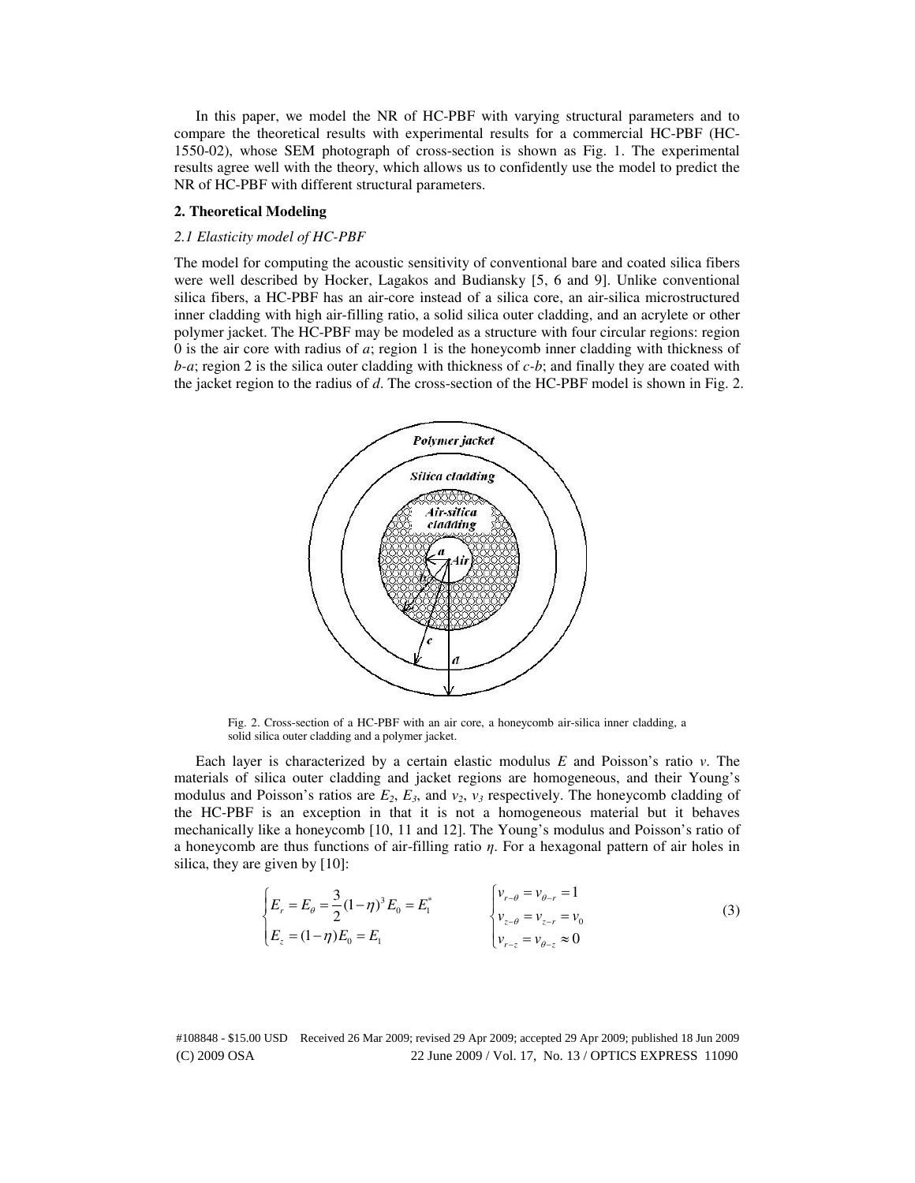In this paper, we model the NR of HC-PBF with varying structural parameters and to compare the theoretical results with experimental results for a commercial HC-PBF (HC-1550-02), whose SEM photograph of cross-section is shown as Fig. 1. The experimental results agree well with the theory, which allows us to confidently use the model to predict the NR of HC-PBF with different structural parameters.

## 2. Theoretical Modeling

### *2.1 Elasticity model of HC-PBF*

The model for computing the acoustic sensitivity of conventional bare and coated silica fibers were well described by Hocker, Lagakos and Budiansky [5, 6 and 9]. Unlike conventional silica fibers, a HC-PBF has an air-core instead of a silica core, an air-silica microstructured inner cladding with high air-filling ratio, a solid silica outer cladding, and an acrylete or other polymer jacket. The HC-PBF may be modeled as a structure with four circular regions: region 0 is the air core with radius of $a$; region 1 is the honeycomb inner cladding with thickness of $b$-$a$; region 2 is the silica outer cladding with thickness of $c$-$b$; and finally they are coated with the jacket region to the radius of $d$. The cross-section of the HC-PBF model is shown in Fig. 2.

Fig. 2. Cross-section of a HC-PBF with an air core, a honeycomb air-silica inner cladding, a solid silica outer cladding and a polymer jacket.

Each layer is characterized by a certain elastic modulus $E$ and Poisson's ratio $v$. The materials of silica outer cladding and jacket regions are homogeneous, and their Young's modulus and Poisson's ratios are $E_2$, $E_3$, and $v_2$, $v_3$ respectively. The honeycomb cladding of the HC-PBF is an exception in that it is not a homogeneous material but it behaves mechanically like a honeycomb [10, 11 and 12]. The Young's modulus and Poisson's ratio of a honeycomb are thus functions of air-filling ratio $\eta$. For a hexagonal pattern of air holes in silica, they are given by [10]:

$$
\begin{cases} E_r = E_\theta = \dfrac{3}{2}(1-\eta)^3 E_0 = E_1^* \\ E_z = (1-\eta)E_0 = E_1 \end{cases} \qquad \begin{cases} v_{r-\theta} = v_{\theta-r} = 1 \\ v_{z-\theta} = v_{z-r} = v_0 \\ v_{r-z} = v_{\theta-z} \approx 0 \end{cases} \tag{3}
$$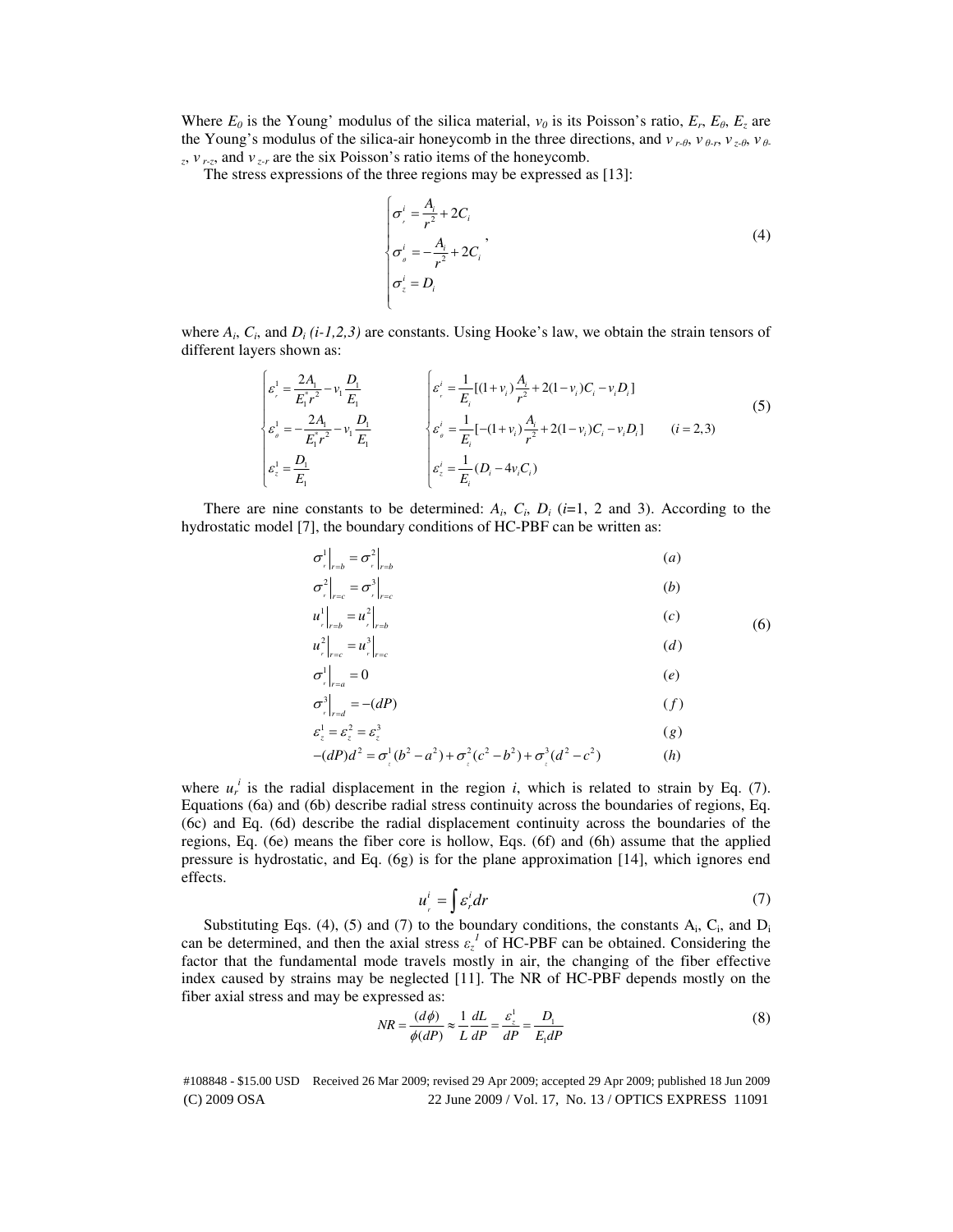Where $E_0$ is the Young' modulus of the silica material, $v_0$ is its Poisson's ratio, $E_r$, $E_\theta$, $E_z$ are the Young's modulus of the silica-air honeycomb in the three directions, and $v_{r\text{-}\theta}$, $v_{\theta\text{-}r}$, $v_{z\text{-}\theta}$, $v_{\theta\text{-}z}$, $v_{r\text{-}z}$, and $v_{z\text{-}r}$ are the six Poisson's ratio items of the honeycomb.

The stress expressions of the three regions may be expressed as [13]:

$$
\begin{cases}
\sigma_r^i = \dfrac{A_i}{r^2} + 2C_i \\
\sigma_\theta^i = -\dfrac{A_i}{r^2} + 2C_i \\
\sigma_z^i = D_i
\end{cases}, \tag{4}
$$

where $A_i$, $C_i$, and $D_i$ *(i-1,2,3)* are constants. Using Hooke's law, we obtain the strain tensors of different layers shown as:

$$
\begin{cases}
\varepsilon_r^1 = \dfrac{2A_1}{E_1^* r^2} - v_1 \dfrac{D_1}{E_1} \\
\varepsilon_\theta^1 = -\dfrac{2A_1}{E_1^* r^2} - v_1 \dfrac{D_1}{E_1} \\
\varepsilon_z^1 = \dfrac{D_1}{E_1}
\end{cases}
\qquad
\begin{cases}
\varepsilon_r^i = \dfrac{1}{E_i}[(1+v_i)\dfrac{A_i}{r^2} + 2(1-v_i)C_i - v_i D_i] \\
\varepsilon_\theta^i = \dfrac{1}{E_i}[-(1+v_i)\dfrac{A_i}{r^2} + 2(1-v_i)C_i - v_i D_i] \qquad (i=2,3) \\
\varepsilon_z^i = \dfrac{1}{E_i}(D_i - 4v_i C_i)
\end{cases} \tag{5}
$$

There are nine constants to be determined: $A_i$, $C_i$, $D_i$ ($i$=1, 2 and 3). According to the hydrostatic model [7], the boundary conditions of HC-PBF can be written as:

$$
\begin{aligned}
&\sigma_r^1\big|_{r=b} = \sigma_r^2\big|_{r=b} && (a) \\
&\sigma_r^2\big|_{r=c} = \sigma_r^3\big|_{r=c} && (b) \\
&u_r^1\big|_{r=b} = u_r^2\big|_{r=b} && (c) \\
&u_r^2\big|_{r=c} = u_r^3\big|_{r=c} && (d) \\
&\sigma_r^1\big|_{r=a} = 0 && (e) \\
&\sigma_r^3\big|_{r=d} = -(dP) && (f) \\
&\varepsilon_z^1 = \varepsilon_z^2 = \varepsilon_z^3 && (g) \\
&-(dP)d^2 = \sigma_z^1(b^2-a^2) + \sigma_z^2(c^2-b^2) + \sigma_z^3(d^2-c^2) && (h)
\end{aligned} \tag{6}
$$

where $u_r^i$ is the radial displacement in the region $i$, which is related to strain by Eq. (7). Equations (6a) and (6b) describe radial stress continuity across the boundaries of regions, Eq. (6c) and Eq. (6d) describe the radial displacement continuity across the boundaries of the regions, Eq. (6e) means the fiber core is hollow, Eqs. (6f) and (6h) assume that the applied pressure is hydrostatic, and Eq. (6g) is for the plane approximation [14], which ignores end effects.

$$
u_r^i = \int \varepsilon_r^i dr \tag{7}
$$

Substituting Eqs. (4), (5) and (7) to the boundary conditions, the constants $A_i$, $C_i$, and $D_i$ can be determined, and then the axial stress $\varepsilon_z^1$ of HC-PBF can be obtained. Considering the factor that the fundamental mode travels mostly in air, the changing of the fiber effective index caused by strains may be neglected [11]. The NR of HC-PBF depends mostly on the fiber axial stress and may be expressed as:

$$
NR = \frac{(d\phi)}{\phi(dP)} \approx \frac{1}{L}\frac{dL}{dP} = \frac{\varepsilon_z^1}{dP} = \frac{D_1}{E_1 dP} \tag{8}
$$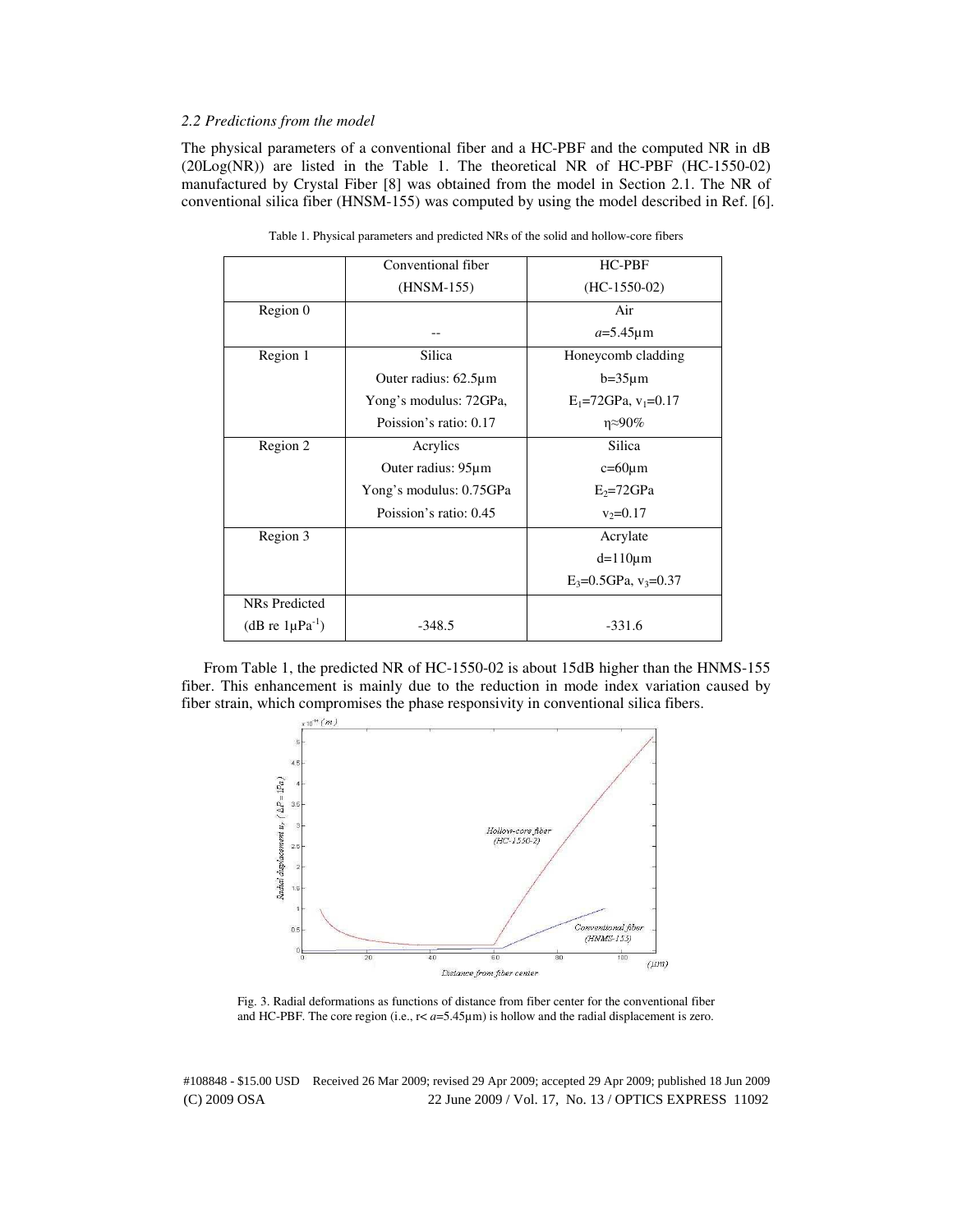*2.2 Predictions from the model*

The physical parameters of a conventional fiber and a HC-PBF and the computed NR in dB (20Log(NR)) are listed in the Table 1. The theoretical NR of HC-PBF (HC-1550-02) manufactured by Crystal Fiber [8] was obtained from the model in Section 2.1. The NR of conventional silica fiber (HNSM-155) was computed by using the model described in Ref. [6].

Table 1. Physical parameters and predicted NRs of the solid and hollow-core fibers

| | Conventional fiber (HNSM-155) | HC-PBF (HC-1550-02) |
|---|---|---|
| Region 0 | -- | Air<br>$a$=5.45μm |
| Region 1 | Silica<br>Outer radius: 62.5μm<br>Yong's modulus: 72GPa,<br>Poission's ratio: 0.17 | Honeycomb cladding<br>b=35μm<br>$E_1$=72GPa, $v_1$=0.17<br>η≈90% |
| Region 2 | Acrylics<br>Outer radius: 95μm<br>Yong's modulus: 0.75GPa<br>Poission's ratio: 0.45 | Silica<br>c=60μm<br>$E_2$=72GPa<br>$v_2$=0.17 |
| Region 3 | | Acrylate<br>d=110μm<br>$E_3$=0.5GPa, $v_3$=0.37 |
| NRs Predicted (dB re 1μPa$^{-1}$) | -348.5 | -331.6 |

From Table 1, the predicted NR of HC-1550-02 is about 15dB higher than the HNMS-155 fiber. This enhancement is mainly due to the reduction in mode index variation caused by fiber strain, which compromises the phase responsivity in conventional silica fibers.

Fig. 3. Radial deformations as functions of distance from fiber center for the conventional fiber and HC-PBF. The core region (i.e., r< $a$=5.45μm) is hollow and the radial displacement is zero.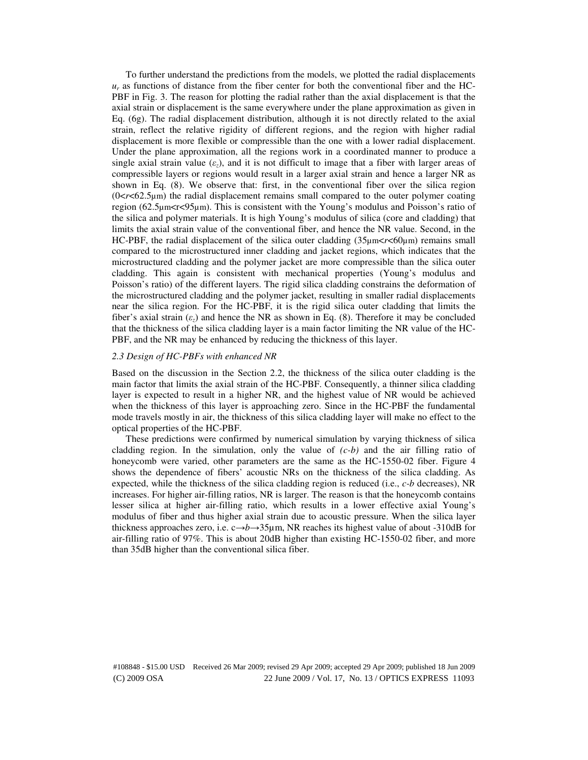To further understand the predictions from the models, we plotted the radial displacements $u_r$ as functions of distance from the fiber center for both the conventional fiber and the HC-PBF in Fig. 3. The reason for plotting the radial rather than the axial displacement is that the axial strain or displacement is the same everywhere under the plane approximation as given in Eq. (6g). The radial displacement distribution, although it is not directly related to the axial strain, reflect the relative rigidity of different regions, and the region with higher radial displacement is more flexible or compressible than the one with a lower radial displacement. Under the plane approximation, all the regions work in a coordinated manner to produce a single axial strain value ($\varepsilon_z$), and it is not difficult to image that a fiber with larger areas of compressible layers or regions would result in a larger axial strain and hence a larger NR as shown in Eq. (8). We observe that: first, in the conventional fiber over the silica region ($0<r<62.5\mu m$) the radial displacement remains small compared to the outer polymer coating region ($62.5\mu m<r<95\mu m$). This is consistent with the Young's modulus and Poisson's ratio of the silica and polymer materials. It is high Young's modulus of silica (core and cladding) that limits the axial strain value of the conventional fiber, and hence the NR value. Second, in the HC-PBF, the radial displacement of the silica outer cladding ($35\mu m<r<60\mu m$) remains small compared to the microstructured inner cladding and jacket regions, which indicates that the microstructured cladding and the polymer jacket are more compressible than the silica outer cladding. This again is consistent with mechanical properties (Young's modulus and Poisson's ratio) of the different layers. The rigid silica cladding constrains the deformation of the microstructured cladding and the polymer jacket, resulting in smaller radial displacements near the silica region. For the HC-PBF, it is the rigid silica outer cladding that limits the fiber's axial strain ($\varepsilon_z$) and hence the NR as shown in Eq. (8). Therefore it may be concluded that the thickness of the silica cladding layer is a main factor limiting the NR value of the HC-PBF, and the NR may be enhanced by reducing the thickness of this layer.

### *2.3 Design of HC-PBFs with enhanced NR*

Based on the discussion in the Section 2.2, the thickness of the silica outer cladding is the main factor that limits the axial strain of the HC-PBF. Consequently, a thinner silica cladding layer is expected to result in a higher NR, and the highest value of NR would be achieved when the thickness of this layer is approaching zero. Since in the HC-PBF the fundamental mode travels mostly in air, the thickness of this silica cladding layer will make no effect to the optical properties of the HC-PBF.

These predictions were confirmed by numerical simulation by varying thickness of silica cladding region. In the simulation, only the value of $(c\text{-}b)$ and the air filling ratio of honeycomb were varied, other parameters are the same as the HC-1550-02 fiber. Figure 4 shows the dependence of fibers' acoustic NRs on the thickness of the silica cladding. As expected, while the thickness of the silica cladding region is reduced (i.e., $c\text{-}b$ decreases), NR increases. For higher air-filling ratios, NR is larger. The reason is that the honeycomb contains lesser silica at higher air-filling ratio, which results in a lower effective axial Young's modulus of fiber and thus higher axial strain due to acoustic pressure. When the silica layer thickness approaches zero, i.e. $c\rightarrow b\rightarrow 35\mu m$, NR reaches its highest value of about -310dB for air-filling ratio of 97%. This is about 20dB higher than existing HC-1550-02 fiber, and more than 35dB higher than the conventional silica fiber.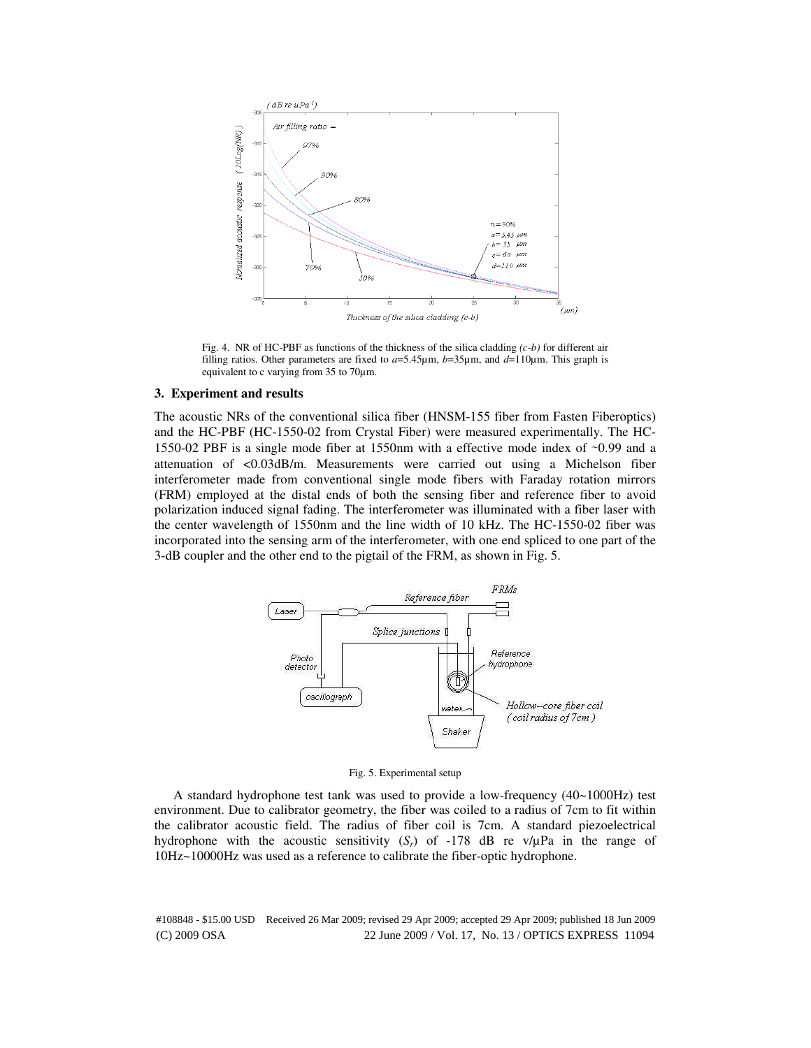Fig. 4. NR of HC-PBF as functions of the thickness of the silica cladding *(c-b)* for different air filling ratios. Other parameters are fixed to $a$=5.45μm, $b$=35μm, and $d$=110μm. This graph is equivalent to c varying from 35 to 70μm.

### 3. Experiment and results

The acoustic NRs of the conventional silica fiber (HNSM-155 fiber from Fasten Fiberoptics) and the HC-PBF (HC-1550-02 from Crystal Fiber) were measured experimentally. The HC-1550-02 PBF is a single mode fiber at 1550nm with a effective mode index of ~0.99 and a attenuation of <0.03dB/m. Measurements were carried out using a Michelson fiber interferometer made from conventional single mode fibers with Faraday rotation mirrors (FRM) employed at the distal ends of both the sensing fiber and reference fiber to avoid polarization induced signal fading. The interferometer was illuminated with a fiber laser with the center wavelength of 1550nm and the line width of 10 kHz. The HC-1550-02 fiber was incorporated into the sensing arm of the interferometer, with one end spliced to one part of the 3-dB coupler and the other end to the pigtail of the FRM, as shown in Fig. 5.

Fig. 5. Experimental setup

A standard hydrophone test tank was used to provide a low-frequency (40~1000Hz) test environment. Due to calibrator geometry, the fiber was coiled to a radius of 7cm to fit within the calibrator acoustic field. The radius of fiber coil is 7cm. A standard piezoelectrical hydrophone with the acoustic sensitivity ($S_r$) of -178 dB re v/μPa in the range of 10Hz~10000Hz was used as a reference to calibrate the fiber-optic hydrophone.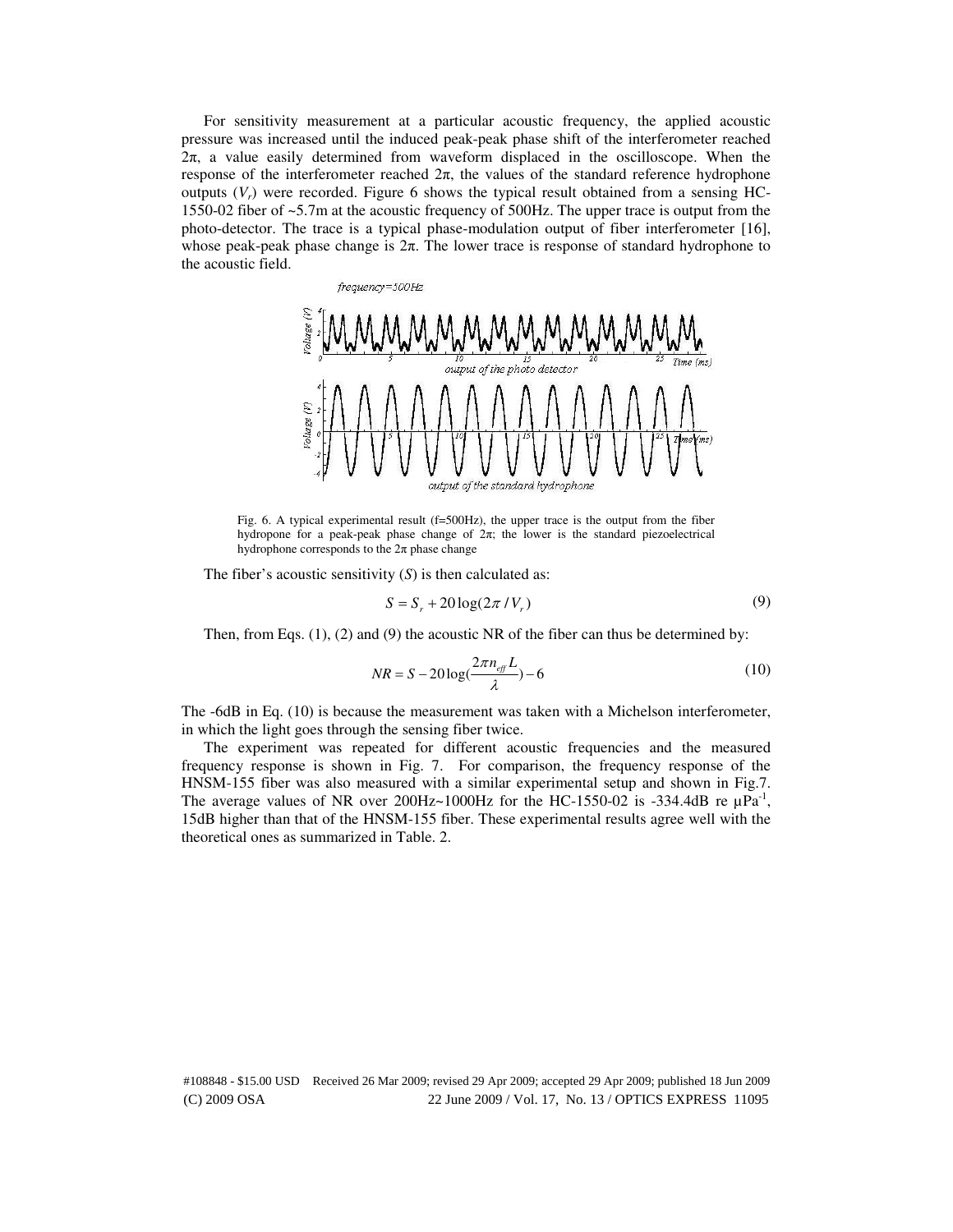For sensitivity measurement at a particular acoustic frequency, the applied acoustic pressure was increased until the induced peak-peak phase shift of the interferometer reached $2\pi$, a value easily determined from waveform displaced in the oscilloscope. When the response of the interferometer reached $2\pi$, the values of the standard reference hydrophone outputs ($V_r$) were recorded. Figure 6 shows the typical result obtained from a sensing HC-1550-02 fiber of ~5.7m at the acoustic frequency of 500Hz. The upper trace is output from the photo-detector. The trace is a typical phase-modulation output of fiber interferometer [16], whose peak-peak phase change is $2\pi$. The lower trace is response of standard hydrophone to the acoustic field.

Fig. 6. A typical experimental result (f=500Hz), the upper trace is the output from the fiber hydropone for a peak-peak phase change of $2\pi$; the lower is the standard piezoelectrical hydrophone corresponds to the $2\pi$ phase change

The fiber's acoustic sensitivity ($S$) is then calculated as:

$$S = S_r + 20\log(2\pi / V_r) \tag{9}$$

Then, from Eqs. (1), (2) and (9) the acoustic NR of the fiber can thus be determined by:

$$NR = S - 20\log(\frac{2\pi n_{eff} L}{\lambda}) - 6 \tag{10}$$

The -6dB in Eq. (10) is because the measurement was taken with a Michelson interferometer, in which the light goes through the sensing fiber twice.

The experiment was repeated for different acoustic frequencies and the measured frequency response is shown in Fig. 7. For comparison, the frequency response of the HNSM-155 fiber was also measured with a similar experimental setup and shown in Fig.7. The average values of NR over 200Hz~1000Hz for the HC-1550-02 is -334.4dB re $\mu Pa^{-1}$, 15dB higher than that of the HNSM-155 fiber. These experimental results agree well with the theoretical ones as summarized in Table. 2.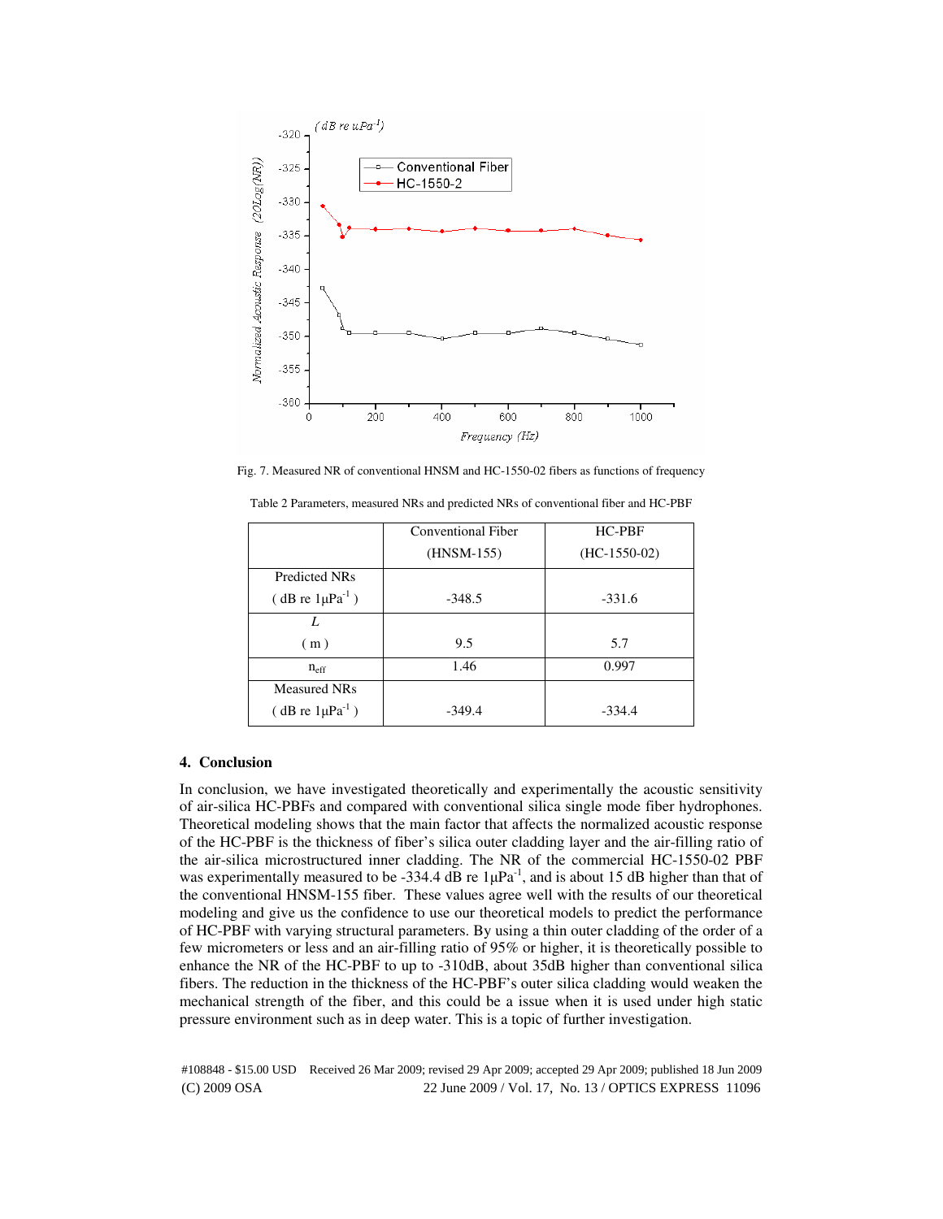Fig. 7. Measured NR of conventional HNSM and HC-1550-02 fibers as functions of frequency

Table 2 Parameters, measured NRs and predicted NRs of conventional fiber and HC-PBF

| | Conventional Fiber (HNSM-155) | HC-PBF (HC-1550-02) |
|---|---|---|
| Predicted NRs ( dB re 1μPa$^{-1}$ ) | -348.5 | -331.6 |
| $L$ ( m ) | 9.5 | 5.7 |
| $n_{eff}$ | 1.46 | 0.997 |
| Measured NRs ( dB re 1μPa$^{-1}$ ) | -349.4 | -334.4 |

## 4. Conclusion

In conclusion, we have investigated theoretically and experimentally the acoustic sensitivity of air-silica HC-PBFs and compared with conventional silica single mode fiber hydrophones. Theoretical modeling shows that the main factor that affects the normalized acoustic response of the HC-PBF is the thickness of fiber's silica outer cladding layer and the air-filling ratio of the air-silica microstructured inner cladding. The NR of the commercial HC-1550-02 PBF was experimentally measured to be -334.4 dB re 1μPa$^{-1}$, and is about 15 dB higher than that of the conventional HNSM-155 fiber. These values agree well with the results of our theoretical modeling and give us the confidence to use our theoretical models to predict the performance of HC-PBF with varying structural parameters. By using a thin outer cladding of the order of a few micrometers or less and an air-filling ratio of 95% or higher, it is theoretically possible to enhance the NR of the HC-PBF to up to -310dB, about 35dB higher than conventional silica fibers. The reduction in the thickness of the HC-PBF's outer silica cladding would weaken the mechanical strength of the fiber, and this could be a issue when it is used under high static pressure environment such as in deep water. This is a topic of further investigation.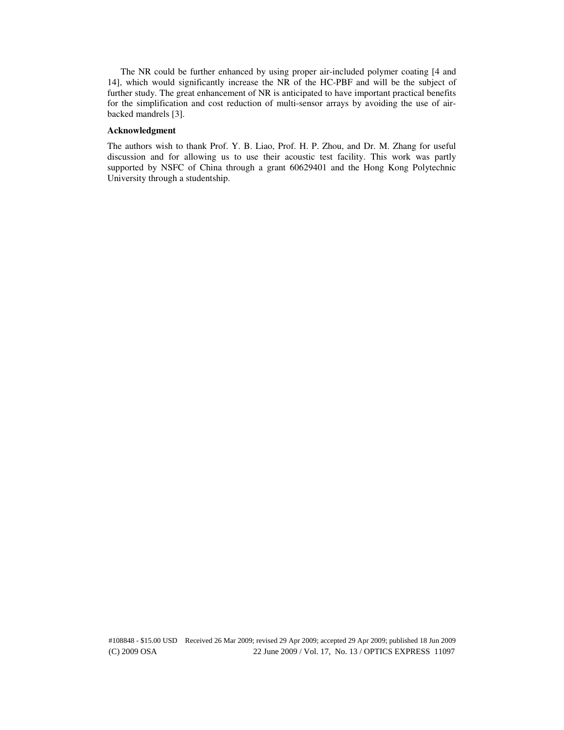The NR could be further enhanced by using proper air-included polymer coating [4 and 14], which would significantly increase the NR of the HC-PBF and will be the subject of further study. The great enhancement of NR is anticipated to have important practical benefits for the simplification and cost reduction of multi-sensor arrays by avoiding the use of air-backed mandrels [3].

**Acknowledgment**

The authors wish to thank Prof. Y. B. Liao, Prof. H. P. Zhou, and Dr. M. Zhang for useful discussion and for allowing us to use their acoustic test facility. This work was partly supported by NSFC of China through a grant 60629401 and the Hong Kong Polytechnic University through a studentship.